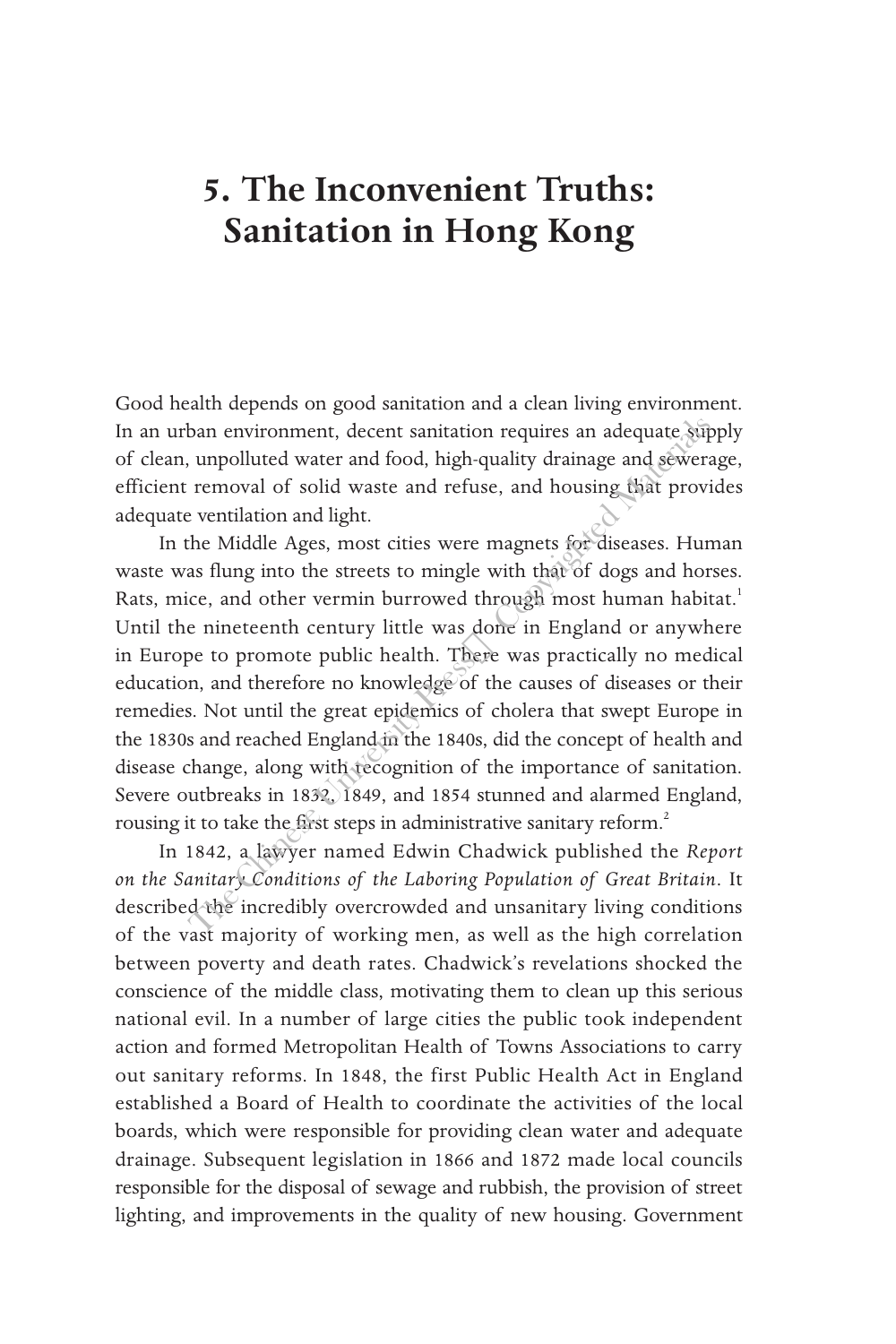# 5. The Inconvenient Truths: Sanitation in Hong Kong

Good health depends on good sanitation and a clean living environment. In an urban environment, decent sanitation requires an adequate supply of clean, unpolluted water and food, high-quality drainage and sewerage, efficient removal of solid waste and refuse, and housing that provides adequate ventilation and light.

In the Middle Ages, most cities were magnets for diseases. Human waste was flung into the streets to mingle with that of dogs and horses. Rats, mice, and other vermin burrowed through most human habitat.[1] Until the nineteenth century little was done in England or anywhere in Europe to promote public health. There was practically no medical education, and therefore no knowledge of the causes of diseases or their remedies. Not until the great epidemics of cholera that swept Europe in the 1830s and reached England in the 1840s, did the concept of health and disease change, along with recognition of the importance of sanitation. Severe outbreaks in 1832, 1849, and 1854 stunned and alarmed England, rousing it to take the first steps in administrative sanitary reform.[2]

In 1842, a lawyer named Edwin Chadwick published the *Report on the Sanitary Conditions of the Laboring Population of Great Britain*. It described the incredibly overcrowded and unsanitary living conditions of the vast majority of working men, as well as the high correlation between poverty and death rates. Chadwick's revelations shocked the conscience of the middle class, motivating them to clean up this serious national evil. In a number of large cities the public took independent action and formed Metropolitan Health of Towns Associations to carry out sanitary reforms. In 1848, the first Public Health Act in England established a Board of Health to coordinate the activities of the local boards, which were responsible for providing clean water and adequate drainage. Subsequent legislation in 1866 and 1872 made local councils responsible for the disposal of sewage and rubbish, the provision of street lighting, and improvements in the quality of new housing. Government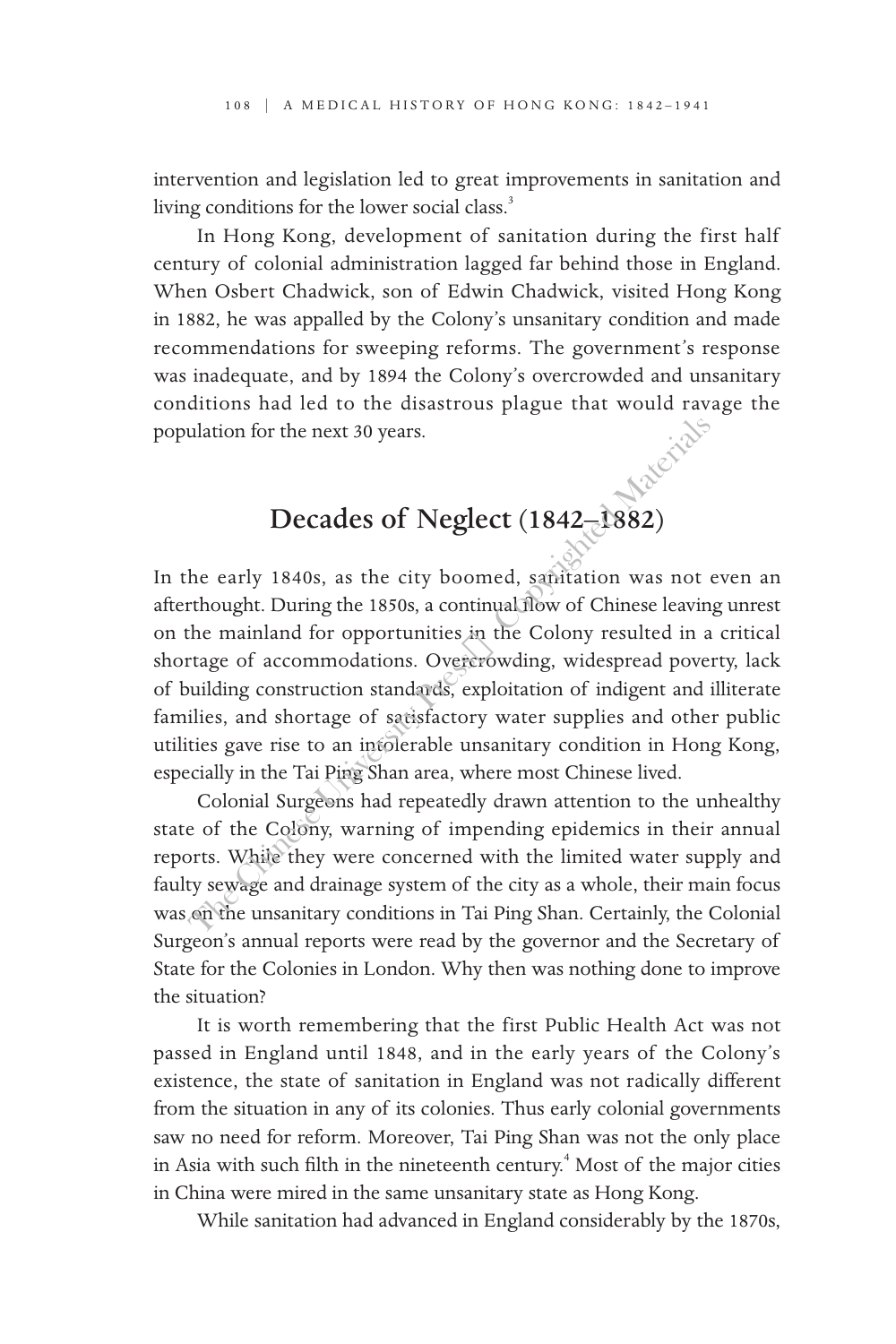intervention and legislation led to great improvements in sanitation and living conditions for the lower social class.[3]

In Hong Kong, development of sanitation during the first half century of colonial administration lagged far behind those in England. When Osbert Chadwick, son of Edwin Chadwick, visited Hong Kong in 1882, he was appalled by the Colony's unsanitary condition and made recommendations for sweeping reforms. The government's response was inadequate, and by 1894 the Colony's overcrowded and unsanitary conditions had led to the disastrous plague that would ravage the population for the next 30 years.

## Decades of Neglect (1842–1882)

In the early 1840s, as the city boomed, sanitation was not even an afterthought. During the 1850s, a continual flow of Chinese leaving unrest on the mainland for opportunities in the Colony resulted in a critical shortage of accommodations. Overcrowding, widespread poverty, lack of building construction standards, exploitation of indigent and illiterate families, and shortage of satisfactory water supplies and other public utilities gave rise to an intolerable unsanitary condition in Hong Kong, especially in the Tai Ping Shan area, where most Chinese lived.

Colonial Surgeons had repeatedly drawn attention to the unhealthy state of the Colony, warning of impending epidemics in their annual reports. While they were concerned with the limited water supply and faulty sewage and drainage system of the city as a whole, their main focus was on the unsanitary conditions in Tai Ping Shan. Certainly, the Colonial Surgeon's annual reports were read by the governor and the Secretary of State for the Colonies in London. Why then was nothing done to improve the situation?

It is worth remembering that the first Public Health Act was not passed in England until 1848, and in the early years of the Colony's existence, the state of sanitation in England was not radically different from the situation in any of its colonies. Thus early colonial governments saw no need for reform. Moreover, Tai Ping Shan was not the only place in Asia with such filth in the nineteenth century.[4] Most of the major cities in China were mired in the same unsanitary state as Hong Kong.

While sanitation had advanced in England considerably by the 1870s,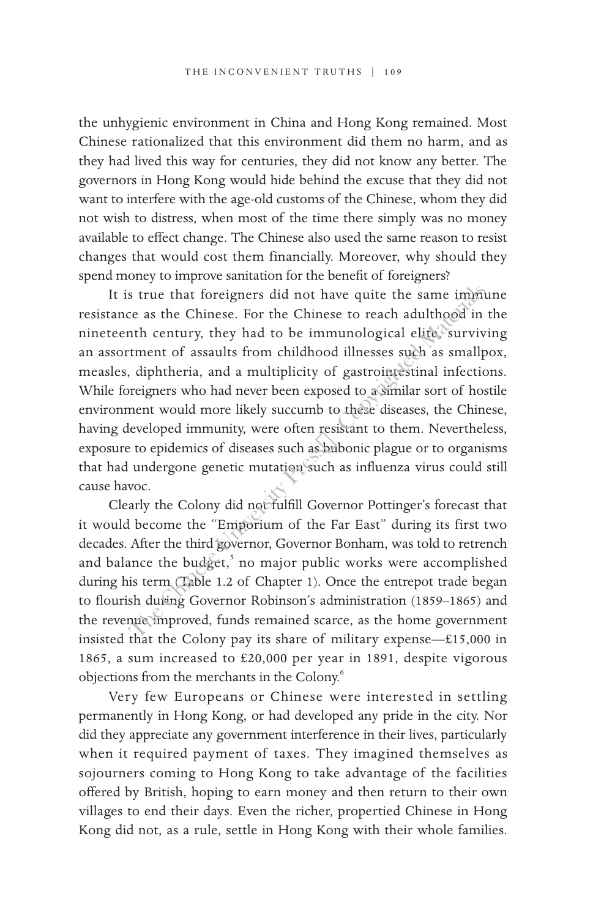the unhygienic environment in China and Hong Kong remained. Most Chinese rationalized that this environment did them no harm, and as they had lived this way for centuries, they did not know any better. The governors in Hong Kong would hide behind the excuse that they did not want to interfere with the age-old customs of the Chinese, whom they did not wish to distress, when most of the time there simply was no money available to effect change. The Chinese also used the same reason to resist changes that would cost them financially. Moreover, why should they spend money to improve sanitation for the benefit of foreigners?

It is true that foreigners did not have quite the same immune resistance as the Chinese. For the Chinese to reach adulthood in the nineteenth century, they had to be immunological elite, surviving an assortment of assaults from childhood illnesses such as smallpox, measles, diphtheria, and a multiplicity of gastrointestinal infections. While foreigners who had never been exposed to a similar sort of hostile environment would more likely succumb to these diseases, the Chinese, having developed immunity, were often resistant to them. Nevertheless, exposure to epidemics of diseases such as bubonic plague or to organisms that had undergone genetic mutation such as influenza virus could still cause havoc.

Clearly the Colony did not fulfill Governor Pottinger's forecast that it would become the "Emporium of the Far East" during its first two decades. After the third governor, Governor Bonham, was told to retrench and balance the budget,[5] no major public works were accomplished during his term (Table 1.2 of Chapter 1). Once the entrepot trade began to flourish during Governor Robinson's administration (1859–1865) and the revenue improved, funds remained scarce, as the home government insisted that the Colony pay its share of military expense—£15,000 in 1865, a sum increased to £20,000 per year in 1891, despite vigorous objections from the merchants in the Colony.[6]

Very few Europeans or Chinese were interested in settling permanently in Hong Kong, or had developed any pride in the city. Nor did they appreciate any government interference in their lives, particularly when it required payment of taxes. They imagined themselves as sojourners coming to Hong Kong to take advantage of the facilities offered by British, hoping to earn money and then return to their own villages to end their days. Even the richer, propertied Chinese in Hong Kong did not, as a rule, settle in Hong Kong with their whole families.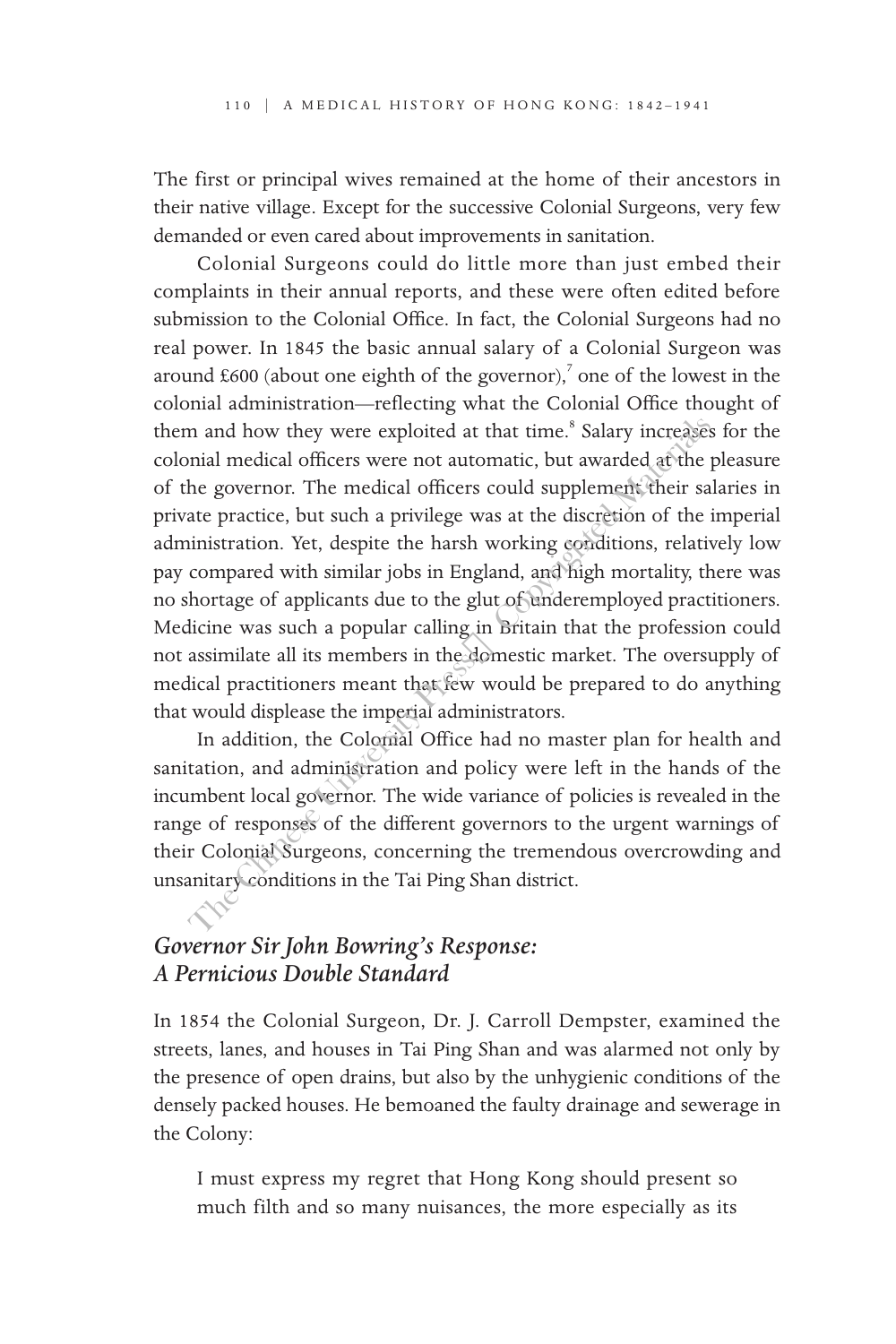The first or principal wives remained at the home of their ancestors in their native village. Except for the successive Colonial Surgeons, very few demanded or even cared about improvements in sanitation.

Colonial Surgeons could do little more than just embed their complaints in their annual reports, and these were often edited before submission to the Colonial Office. In fact, the Colonial Surgeons had no real power. In 1845 the basic annual salary of a Colonial Surgeon was around £600 (about one eighth of the governor),[7] one of the lowest in the colonial administration—reflecting what the Colonial Office thought of them and how they were exploited at that time.[8] Salary increases for the colonial medical officers were not automatic, but awarded at the pleasure of the governor. The medical officers could supplement their salaries in private practice, but such a privilege was at the discretion of the imperial administration. Yet, despite the harsh working conditions, relatively low pay compared with similar jobs in England, and high mortality, there was no shortage of applicants due to the glut of underemployed practitioners. Medicine was such a popular calling in Britain that the profession could not assimilate all its members in the domestic market. The oversupply of medical practitioners meant that few would be prepared to do anything that would displease the imperial administrators.

In addition, the Colonial Office had no master plan for health and sanitation, and administration and policy were left in the hands of the incumbent local governor. The wide variance of policies is revealed in the range of responses of the different governors to the urgent warnings of their Colonial Surgeons, concerning the tremendous overcrowding and unsanitary conditions in the Tai Ping Shan district.

## *Governor Sir John Bowring's Response: A Pernicious Double Standard*

In 1854 the Colonial Surgeon, Dr. J. Carroll Dempster, examined the streets, lanes, and houses in Tai Ping Shan and was alarmed not only by the presence of open drains, but also by the unhygienic conditions of the densely packed houses. He bemoaned the faulty drainage and sewerage in the Colony:

> I must express my regret that Hong Kong should present so much filth and so many nuisances, the more especially as its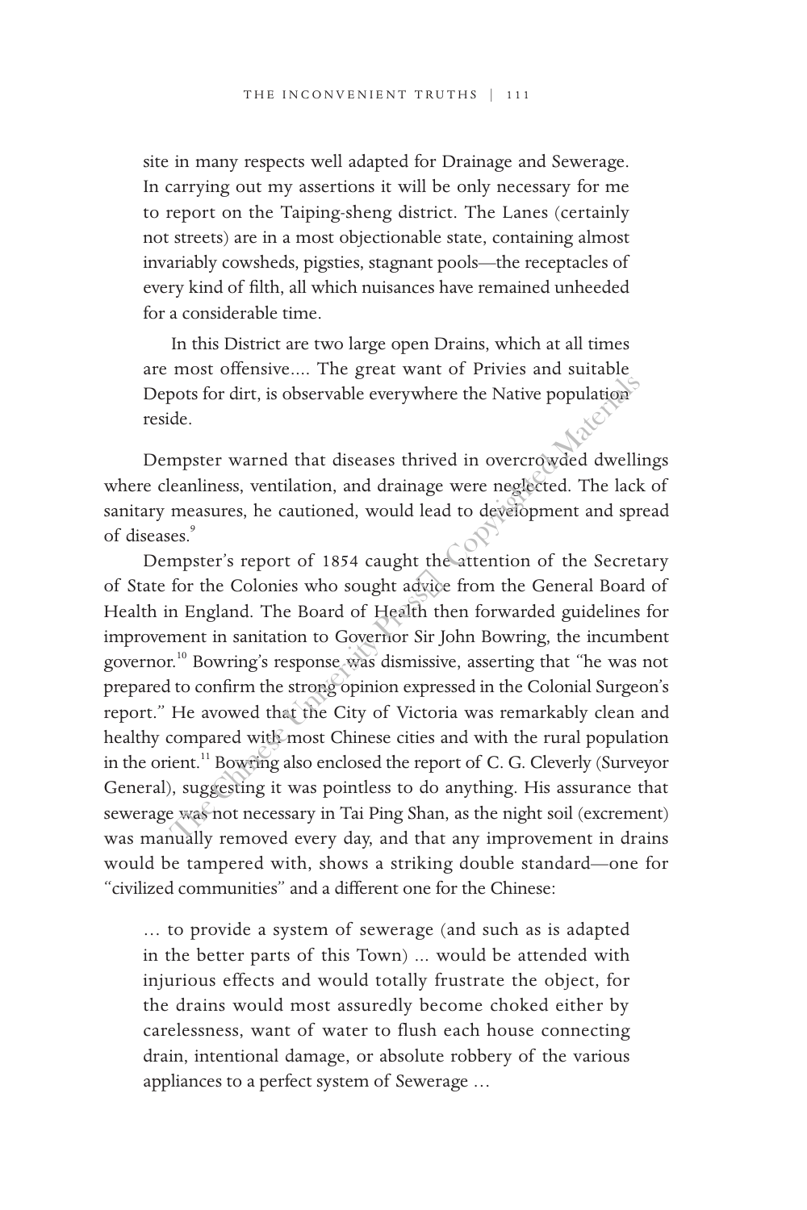> site in many respects well adapted for Drainage and Sewerage. In carrying out my assertions it will be only necessary for me to report on the Taiping-sheng district. The Lanes (certainly not streets) are in a most objectionable state, containing almost invariably cowsheds, pigsties, stagnant pools—the receptacles of every kind of filth, all which nuisances have remained unheeded for a considerable time.
>
> In this District are two large open Drains, which at all times are most offensive.... The great want of Privies and suitable Depots for dirt, is observable everywhere the Native population reside.

Dempster warned that diseases thrived in overcrowded dwellings where cleanliness, ventilation, and drainage were neglected. The lack of sanitary measures, he cautioned, would lead to development and spread of diseases.[9]

Dempster's report of 1854 caught the attention of the Secretary of State for the Colonies who sought advice from the General Board of Health in England. The Board of Health then forwarded guidelines for improvement in sanitation to Governor Sir John Bowring, the incumbent governor.[10] Bowring's response was dismissive, asserting that "he was not prepared to confirm the strong opinion expressed in the Colonial Surgeon's report." He avowed that the City of Victoria was remarkably clean and healthy compared with most Chinese cities and with the rural population in the orient.[11] Bowring also enclosed the report of C. G. Cleverly (Surveyor General), suggesting it was pointless to do anything. His assurance that sewerage was not necessary in Tai Ping Shan, as the night soil (excrement) was manually removed every day, and that any improvement in drains would be tampered with, shows a striking double standard—one for "civilized communities" and a different one for the Chinese:

> … to provide a system of sewerage (and such as is adapted in the better parts of this Town) ... would be attended with injurious effects and would totally frustrate the object, for the drains would most assuredly become choked either by carelessness, want of water to flush each house connecting drain, intentional damage, or absolute robbery of the various appliances to a perfect system of Sewerage …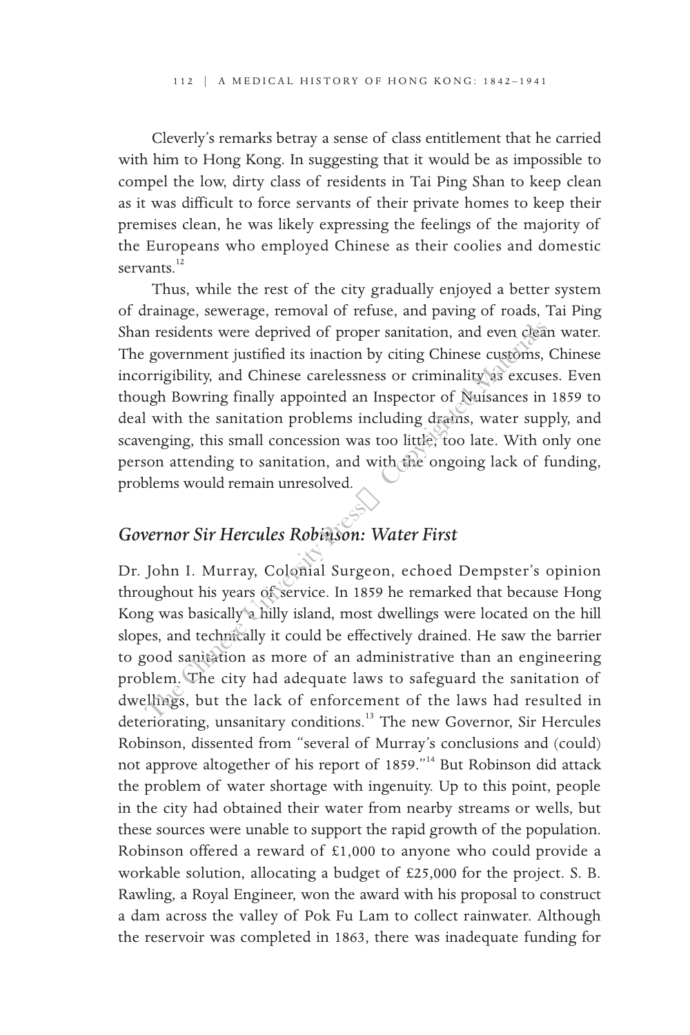Cleverly's remarks betray a sense of class entitlement that he carried with him to Hong Kong. In suggesting that it would be as impossible to compel the low, dirty class of residents in Tai Ping Shan to keep clean as it was difficult to force servants of their private homes to keep their premises clean, he was likely expressing the feelings of the majority of the Europeans who employed Chinese as their coolies and domestic servants.[12]

Thus, while the rest of the city gradually enjoyed a better system of drainage, sewerage, removal of refuse, and paving of roads, Tai Ping Shan residents were deprived of proper sanitation, and even clean water. The government justified its inaction by citing Chinese customs, Chinese incorrigibility, and Chinese carelessness or criminality as excuses. Even though Bowring finally appointed an Inspector of Nuisances in 1859 to deal with the sanitation problems including drains, water supply, and scavenging, this small concession was too little, too late. With only one person attending to sanitation, and with the ongoing lack of funding, problems would remain unresolved.

## *Governor Sir Hercules Robinson: Water First*

Dr. John I. Murray, Colonial Surgeon, echoed Dempster's opinion throughout his years of service. In 1859 he remarked that because Hong Kong was basically a hilly island, most dwellings were located on the hill slopes, and technically it could be effectively drained. He saw the barrier to good sanitation as more of an administrative than an engineering problem. The city had adequate laws to safeguard the sanitation of dwellings, but the lack of enforcement of the laws had resulted in deteriorating, unsanitary conditions.[13] The new Governor, Sir Hercules Robinson, dissented from "several of Murray's conclusions and (could) not approve altogether of his report of 1859."[14] But Robinson did attack the problem of water shortage with ingenuity. Up to this point, people in the city had obtained their water from nearby streams or wells, but these sources were unable to support the rapid growth of the population. Robinson offered a reward of £1,000 to anyone who could provide a workable solution, allocating a budget of £25,000 for the project. S. B. Rawling, a Royal Engineer, won the award with his proposal to construct a dam across the valley of Pok Fu Lam to collect rainwater. Although the reservoir was completed in 1863, there was inadequate funding for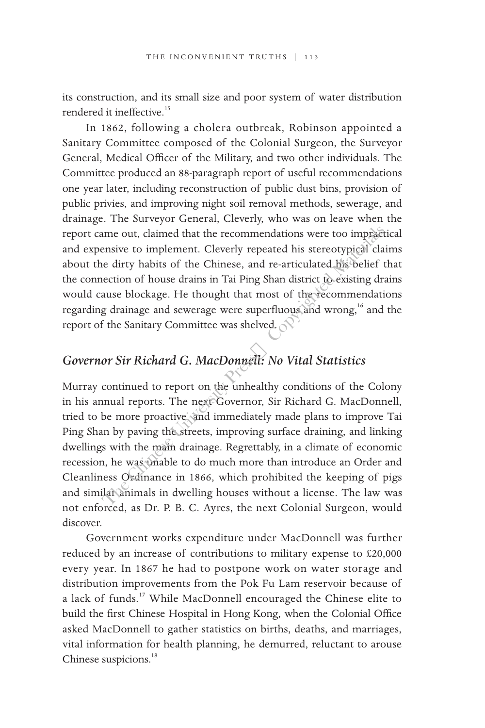its construction, and its small size and poor system of water distribution rendered it ineffective.[15]

In 1862, following a cholera outbreak, Robinson appointed a Sanitary Committee composed of the Colonial Surgeon, the Surveyor General, Medical Officer of the Military, and two other individuals. The Committee produced an 88-paragraph report of useful recommendations one year later, including reconstruction of public dust bins, provision of public privies, and improving night soil removal methods, sewerage, and drainage. The Surveyor General, Cleverly, who was on leave when the report came out, claimed that the recommendations were too impractical and expensive to implement. Cleverly repeated his stereotypical claims about the dirty habits of the Chinese, and re-articulated his belief that the connection of house drains in Tai Ping Shan district to existing drains would cause blockage. He thought that most of the recommendations regarding drainage and sewerage were superfluous and wrong,[16] and the report of the Sanitary Committee was shelved.

## *Governor Sir Richard G. MacDonnell: No Vital Statistics*

Murray continued to report on the unhealthy conditions of the Colony in his annual reports. The next Governor, Sir Richard G. MacDonnell, tried to be more proactive, and immediately made plans to improve Tai Ping Shan by paving the streets, improving surface draining, and linking dwellings with the main drainage. Regrettably, in a climate of economic recession, he was unable to do much more than introduce an Order and Cleanliness Ordinance in 1866, which prohibited the keeping of pigs and similar animals in dwelling houses without a license. The law was not enforced, as Dr. P. B. C. Ayres, the next Colonial Surgeon, would discover.

Government works expenditure under MacDonnell was further reduced by an increase of contributions to military expense to £20,000 every year. In 1867 he had to postpone work on water storage and distribution improvements from the Pok Fu Lam reservoir because of a lack of funds.[17] While MacDonnell encouraged the Chinese elite to build the first Chinese Hospital in Hong Kong, when the Colonial Office asked MacDonnell to gather statistics on births, deaths, and marriages, vital information for health planning, he demurred, reluctant to arouse Chinese suspicions.[18]